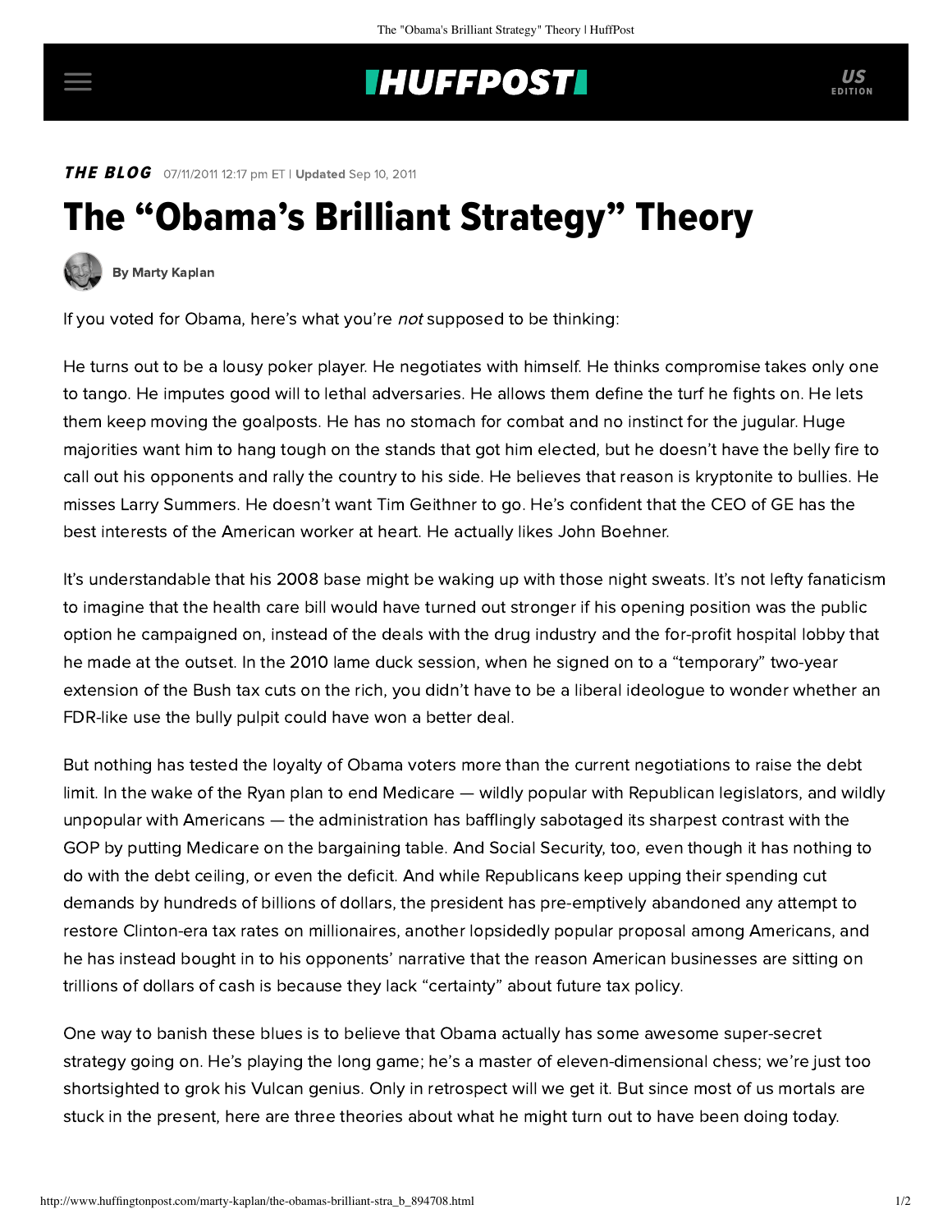**THE BLOG** 07/11/2011 12:17 pm ET | **Updated** Sep 10, 2011

# The "Obama's Brilliant Strategy" Theory

**By Marty Kaplan**

If you voted for Obama, here's what you're *not* supposed to be thinking:

He turns out to be a lousy poker player. He negotiates with himself. He thinks compromise takes only one to tango. He imputes good will to lethal adversaries. He allows them define the turf he fights on. He lets them keep moving the goalposts. He has no stomach for combat and no instinct for the jugular. Huge majorities want him to hang tough on the stands that got him elected, but he doesn't have the belly fire to call out his opponents and rally the country to his side. He believes that reason is kryptonite to bullies. He misses Larry Summers. He doesn't want Tim Geithner to go. He's confident that the CEO of GE has the best interests of the American worker at heart. He actually likes John Boehner.

It's understandable that his 2008 base might be waking up with those night sweats. It's not lefty fanaticism to imagine that the health care bill would have turned out stronger if his opening position was the public option he campaigned on, instead of the deals with the drug industry and the for-profit hospital lobby that he made at the outset. In the 2010 lame duck session, when he signed on to a "temporary" two-year extension of the Bush tax cuts on the rich, you didn't have to be a liberal ideologue to wonder whether an FDR-like use the bully pulpit could have won a better deal.

But nothing has tested the loyalty of Obama voters more than the current negotiations to raise the debt limit. In the wake of the Ryan plan to end Medicare — wildly popular with Republican legislators, and wildly unpopular with Americans — the administration has bafflingly sabotaged its sharpest contrast with the GOP by putting Medicare on the bargaining table. And Social Security, too, even though it has nothing to do with the debt ceiling, or even the deficit. And while Republicans keep upping their spending cut demands by hundreds of billions of dollars, the president has pre-emptively abandoned any attempt to restore Clinton-era tax rates on millionaires, another lopsidedly popular proposal among Americans, and he has instead bought in to his opponents' narrative that the reason American businesses are sitting on trillions of dollars of cash is because they lack "certainty" about future tax policy.

One way to banish these blues is to believe that Obama actually has some awesome super-secret strategy going on. He's playing the long game; he's a master of eleven-dimensional chess; we're just too shortsighted to grok his Vulcan genius. Only in retrospect will we get it. But since most of us mortals are stuck in the present, here are three theories about what he might turn out to have been doing today.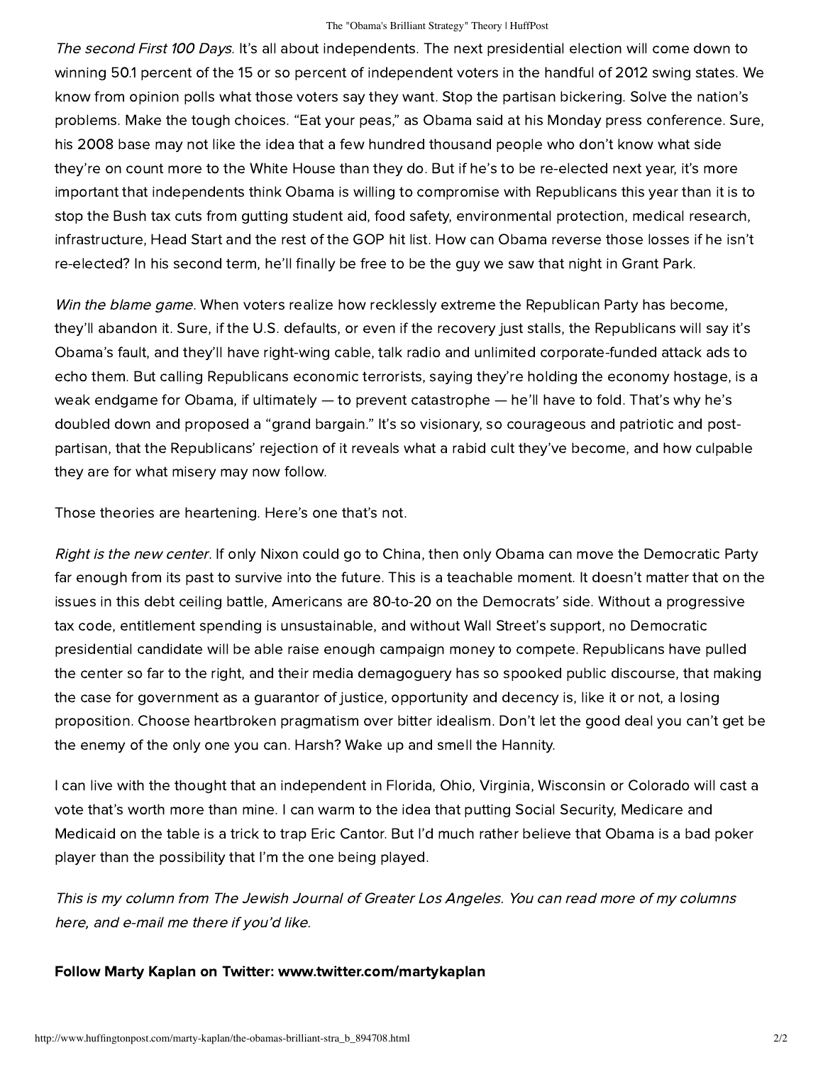*The second First 100 Days.* It's all about independents. The next presidential election will come down to winning 50.1 percent of the 15 or so percent of independent voters in the handful of 2012 swing states. We know from opinion polls what those voters say they want. Stop the partisan bickering. Solve the nation's problems. Make the tough choices. "Eat your peas," as Obama said at his Monday press conference. Sure, his 2008 base may not like the idea that a few hundred thousand people who don't know what side they're on count more to the White House than they do. But if he's to be re-elected next year, it's more important that independents think Obama is willing to compromise with Republicans this year than it is to stop the Bush tax cuts from gutting student aid, food safety, environmental protection, medical research, infrastructure, Head Start and the rest of the GOP hit list. How can Obama reverse those losses if he isn't re-elected? In his second term, he'll finally be free to be the guy we saw that night in Grant Park.

*Win the blame game.* When voters realize how recklessly extreme the Republican Party has become, they'll abandon it. Sure, if the U.S. defaults, or even if the recovery just stalls, the Republicans will say it's Obama's fault, and they'll have right-wing cable, talk radio and unlimited corporate-funded attack ads to echo them. But calling Republicans economic terrorists, saying they're holding the economy hostage, is a weak endgame for Obama, if ultimately — to prevent catastrophe — he'll have to fold. That's why he's doubled down and proposed a "grand bargain." It's so visionary, so courageous and patriotic and post-partisan, that the Republicans' rejection of it reveals what a rabid cult they've become, and how culpable they are for what misery may now follow.

Those theories are heartening. Here's one that's not.

*Right is the new center.* If only Nixon could go to China, then only Obama can move the Democratic Party far enough from its past to survive into the future. This is a teachable moment. It doesn't matter that on the issues in this debt ceiling battle, Americans are 80-to-20 on the Democrats' side. Without a progressive tax code, entitlement spending is unsustainable, and without Wall Street's support, no Democratic presidential candidate will be able raise enough campaign money to compete. Republicans have pulled the center so far to the right, and their media demagoguery has so spooked public discourse, that making the case for government as a guarantor of justice, opportunity and decency is, like it or not, a losing proposition. Choose heartbroken pragmatism over bitter idealism. Don't let the good deal you can't get be the enemy of the only one you can. Harsh? Wake up and smell the Hannity.

I can live with the thought that an independent in Florida, Ohio, Virginia, Wisconsin or Colorado will cast a vote that's worth more than mine. I can warm to the idea that putting Social Security, Medicare and Medicaid on the table is a trick to trap Eric Cantor. But I'd much rather believe that Obama is a bad poker player than the possibility that I'm the one being played.

*This is my column from The Jewish Journal of Greater Los Angeles. You can read more of my columns here, and e-mail me there if you'd like.*

**Follow Marty Kaplan on Twitter: www.twitter.com/martykaplan**